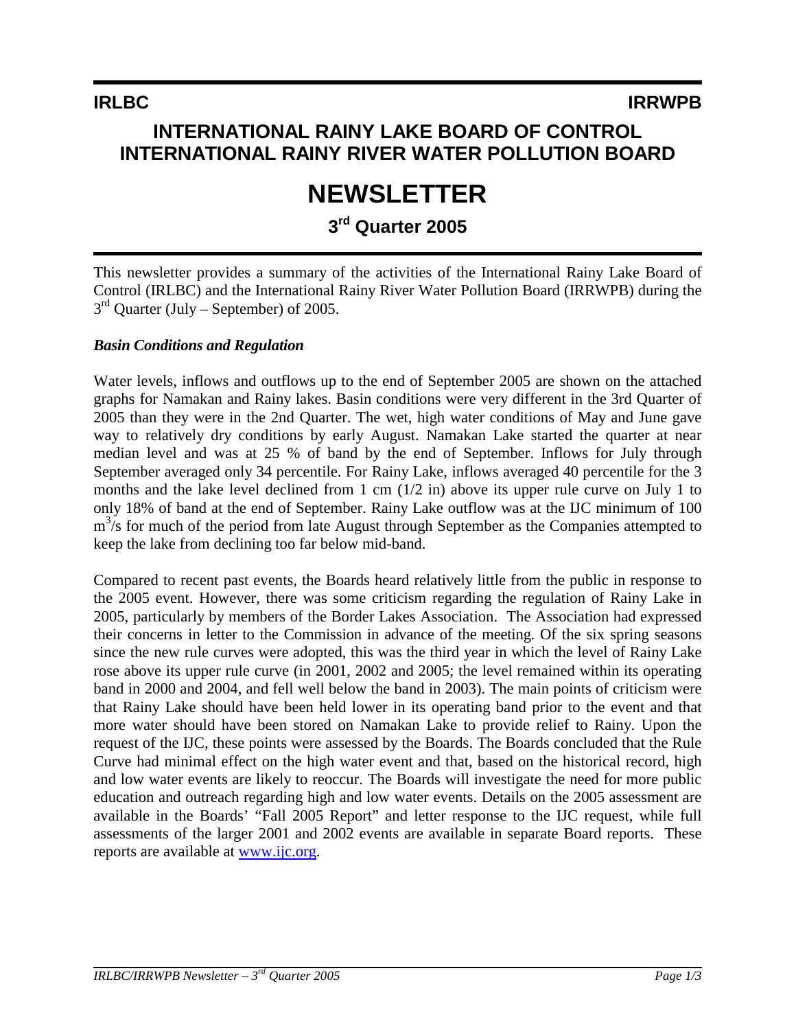**IRLBC** **IRRWPB**

# INTERNATIONAL RAINY LAKE BOARD OF CONTROL
# INTERNATIONAL RAINY RIVER WATER POLLUTION BOARD

# NEWSLETTER

## 3rd Quarter 2005

This newsletter provides a summary of the activities of the International Rainy Lake Board of Control (IRLBC) and the International Rainy River Water Pollution Board (IRRWPB) during the 3rd Quarter (July – September) of 2005.

### *Basin Conditions and Regulation*

Water levels, inflows and outflows up to the end of September 2005 are shown on the attached graphs for Namakan and Rainy lakes. Basin conditions were very different in the 3rd Quarter of 2005 than they were in the 2nd Quarter. The wet, high water conditions of May and June gave way to relatively dry conditions by early August. Namakan Lake started the quarter at near median level and was at 25 % of band by the end of September. Inflows for July through September averaged only 34 percentile. For Rainy Lake, inflows averaged 40 percentile for the 3 months and the lake level declined from 1 cm (1/2 in) above its upper rule curve on July 1 to only 18% of band at the end of September. Rainy Lake outflow was at the IJC minimum of 100 $m^3/s$ for much of the period from late August through September as the Companies attempted to keep the lake from declining too far below mid-band.

Compared to recent past events, the Boards heard relatively little from the public in response to the 2005 event. However, there was some criticism regarding the regulation of Rainy Lake in 2005, particularly by members of the Border Lakes Association. The Association had expressed their concerns in letter to the Commission in advance of the meeting. Of the six spring seasons since the new rule curves were adopted, this was the third year in which the level of Rainy Lake rose above its upper rule curve (in 2001, 2002 and 2005; the level remained within its operating band in 2000 and 2004, and fell well below the band in 2003). The main points of criticism were that Rainy Lake should have been held lower in its operating band prior to the event and that more water should have been stored on Namakan Lake to provide relief to Rainy. Upon the request of the IJC, these points were assessed by the Boards. The Boards concluded that the Rule Curve had minimal effect on the high water event and that, based on the historical record, high and low water events are likely to reoccur. The Boards will investigate the need for more public education and outreach regarding high and low water events. Details on the 2005 assessment are available in the Boards' "Fall 2005 Report" and letter response to the IJC request, while full assessments of the larger 2001 and 2002 events are available in separate Board reports. These reports are available at www.ijc.org.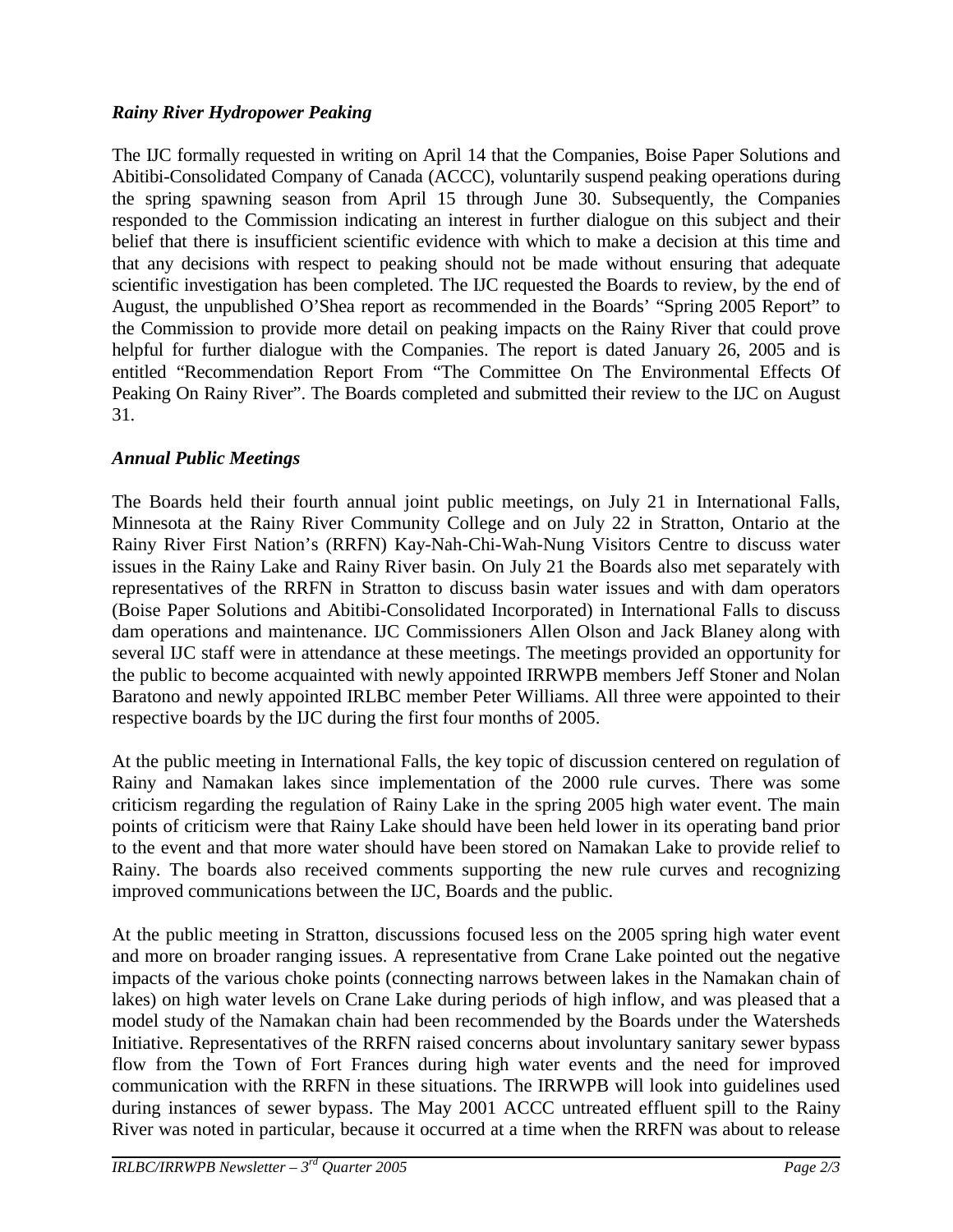### *Rainy River Hydropower Peaking*

The IJC formally requested in writing on April 14 that the Companies, Boise Paper Solutions and Abitibi-Consolidated Company of Canada (ACCC), voluntarily suspend peaking operations during the spring spawning season from April 15 through June 30. Subsequently, the Companies responded to the Commission indicating an interest in further dialogue on this subject and their belief that there is insufficient scientific evidence with which to make a decision at this time and that any decisions with respect to peaking should not be made without ensuring that adequate scientific investigation has been completed. The IJC requested the Boards to review, by the end of August, the unpublished O'Shea report as recommended in the Boards' "Spring 2005 Report" to the Commission to provide more detail on peaking impacts on the Rainy River that could prove helpful for further dialogue with the Companies. The report is dated January 26, 2005 and is entitled "Recommendation Report From "The Committee On The Environmental Effects Of Peaking On Rainy River". The Boards completed and submitted their review to the IJC on August 31.

### *Annual Public Meetings*

The Boards held their fourth annual joint public meetings, on July 21 in International Falls, Minnesota at the Rainy River Community College and on July 22 in Stratton, Ontario at the Rainy River First Nation's (RRFN) Kay-Nah-Chi-Wah-Nung Visitors Centre to discuss water issues in the Rainy Lake and Rainy River basin. On July 21 the Boards also met separately with representatives of the RRFN in Stratton to discuss basin water issues and with dam operators (Boise Paper Solutions and Abitibi-Consolidated Incorporated) in International Falls to discuss dam operations and maintenance. IJC Commissioners Allen Olson and Jack Blaney along with several IJC staff were in attendance at these meetings. The meetings provided an opportunity for the public to become acquainted with newly appointed IRRWPB members Jeff Stoner and Nolan Baratono and newly appointed IRLBC member Peter Williams. All three were appointed to their respective boards by the IJC during the first four months of 2005.

At the public meeting in International Falls, the key topic of discussion centered on regulation of Rainy and Namakan lakes since implementation of the 2000 rule curves. There was some criticism regarding the regulation of Rainy Lake in the spring 2005 high water event. The main points of criticism were that Rainy Lake should have been held lower in its operating band prior to the event and that more water should have been stored on Namakan Lake to provide relief to Rainy. The boards also received comments supporting the new rule curves and recognizing improved communications between the IJC, Boards and the public.

At the public meeting in Stratton, discussions focused less on the 2005 spring high water event and more on broader ranging issues. A representative from Crane Lake pointed out the negative impacts of the various choke points (connecting narrows between lakes in the Namakan chain of lakes) on high water levels on Crane Lake during periods of high inflow, and was pleased that a model study of the Namakan chain had been recommended by the Boards under the Watersheds Initiative. Representatives of the RRFN raised concerns about involuntary sanitary sewer bypass flow from the Town of Fort Frances during high water events and the need for improved communication with the RRFN in these situations. The IRRWPB will look into guidelines used during instances of sewer bypass. The May 2001 ACCC untreated effluent spill to the Rainy River was noted in particular, because it occurred at a time when the RRFN was about to release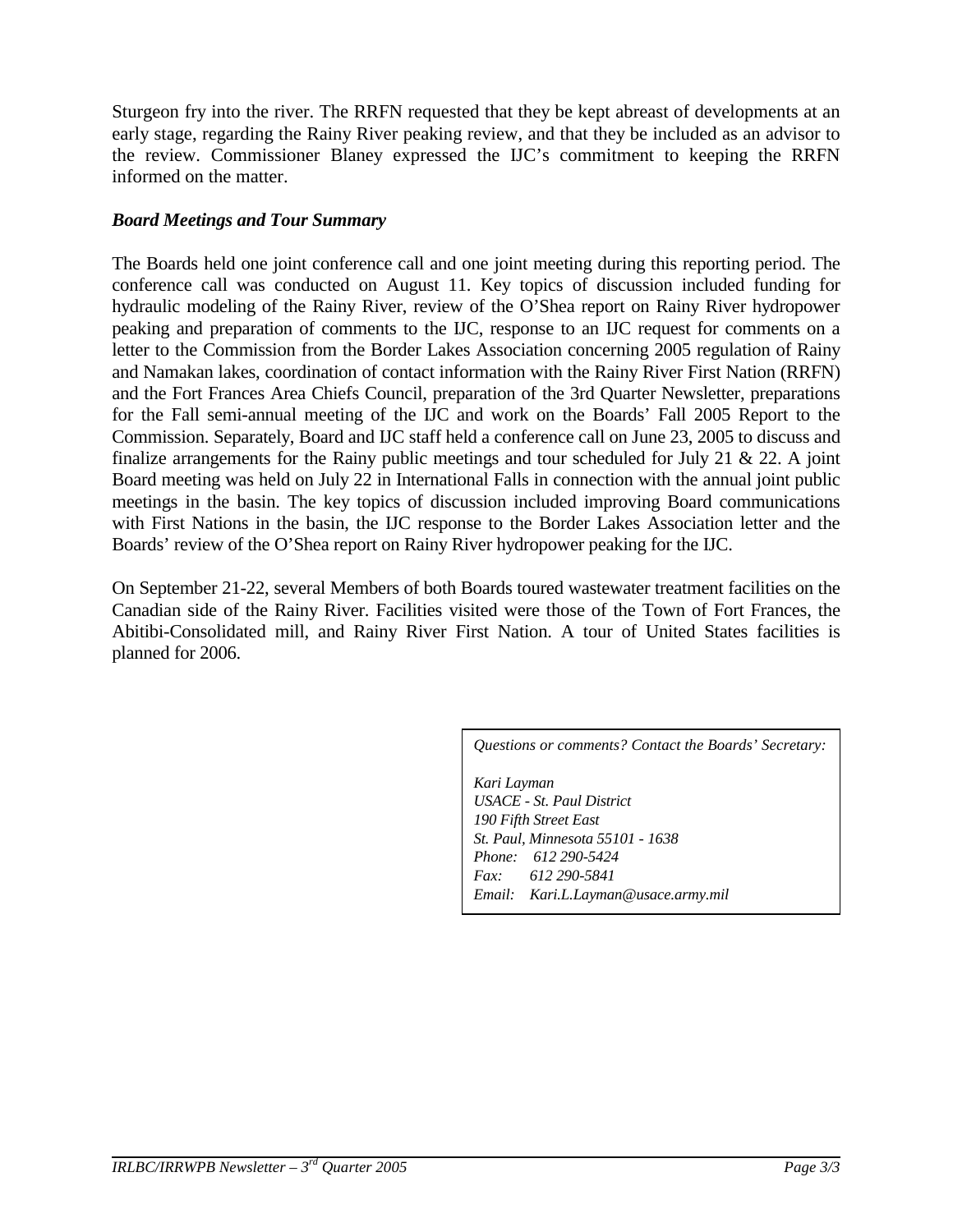Sturgeon fry into the river. The RRFN requested that they be kept abreast of developments at an early stage, regarding the Rainy River peaking review, and that they be included as an advisor to the review. Commissioner Blaney expressed the IJC's commitment to keeping the RRFN informed on the matter.

***Board Meetings and Tour Summary***

The Boards held one joint conference call and one joint meeting during this reporting period. The conference call was conducted on August 11. Key topics of discussion included funding for hydraulic modeling of the Rainy River, review of the O'Shea report on Rainy River hydropower peaking and preparation of comments to the IJC, response to an IJC request for comments on a letter to the Commission from the Border Lakes Association concerning 2005 regulation of Rainy and Namakan lakes, coordination of contact information with the Rainy River First Nation (RRFN) and the Fort Frances Area Chiefs Council, preparation of the 3rd Quarter Newsletter, preparations for the Fall semi-annual meeting of the IJC and work on the Boards' Fall 2005 Report to the Commission. Separately, Board and IJC staff held a conference call on June 23, 2005 to discuss and finalize arrangements for the Rainy public meetings and tour scheduled for July 21 & 22. A joint Board meeting was held on July 22 in International Falls in connection with the annual joint public meetings in the basin. The key topics of discussion included improving Board communications with First Nations in the basin, the IJC response to the Border Lakes Association letter and the Boards' review of the O'Shea report on Rainy River hydropower peaking for the IJC.

On September 21-22, several Members of both Boards toured wastewater treatment facilities on the Canadian side of the Rainy River. Facilities visited were those of the Town of Fort Frances, the Abitibi-Consolidated mill, and Rainy River First Nation. A tour of United States facilities is planned for 2006.

*Questions or comments? Contact the Boards' Secretary:*

*Kari Layman*
*USACE - St. Paul District*
*190 Fifth Street East*
*St. Paul, Minnesota 55101 - 1638*
*Phone: 612 290-5424*
*Fax: 612 290-5841*
*Email: Kari.L.Layman@usace.army.mil*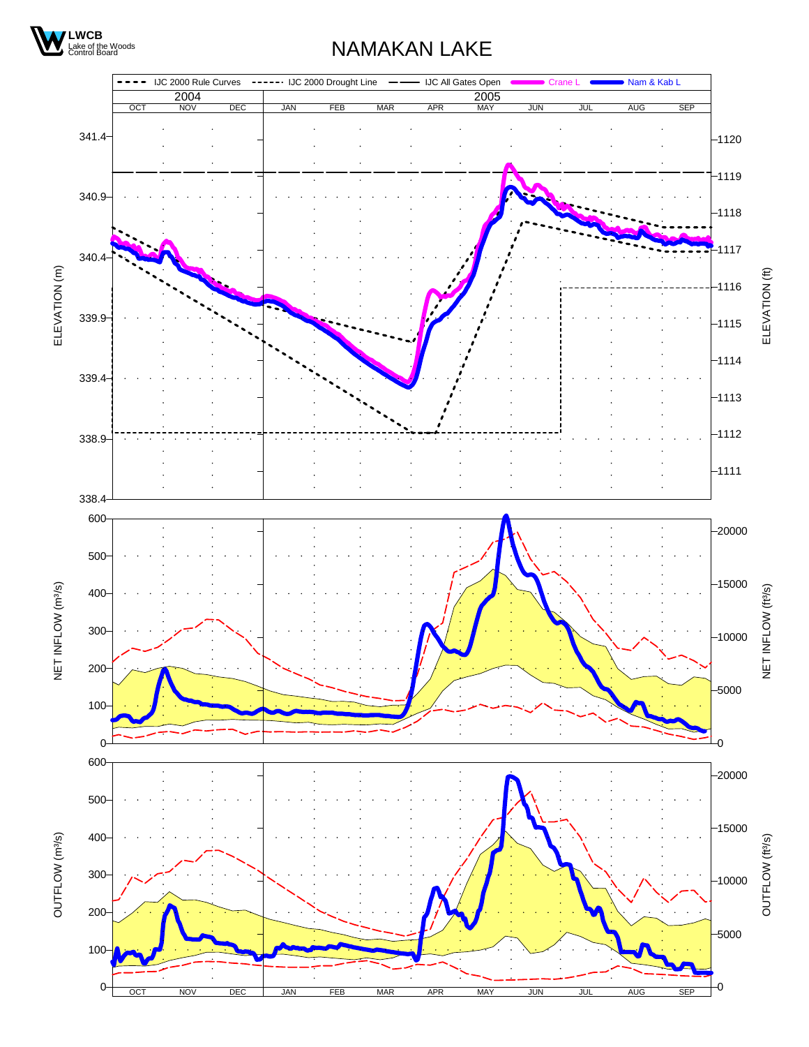LWCB
Lake of the Woods Control Board

# NAMAKAN LAKE

IJC 2000 Rule Curves | IJC 2000 Drought Line | IJC All Gates Open | Crane L | Nam & Kab L

2004: OCT NOV DEC | 2005: JAN FEB MAR APR MAY JUN JUL AUG SEP

ELEVATION (m): 338.4, 338.9, 339.4, 339.9, 340.4, 340.9, 341.4

ELEVATION (ft): 1111, 1112, 1113, 1114, 1115, 1116, 1117, 1118, 1119, 1120

NET INFLOW (m³/s): 0, 100, 200, 300, 400, 500, 600

NET INFLOW (ft³/s): 0, 5000, 10000, 15000, 20000

OUTFLOW (m³/s): 0, 100, 200, 300, 400, 500, 600

OUTFLOW (ft³/s): 0, 5000, 10000, 15000, 20000

OCT NOV DEC JAN FEB MAR APR MAY JUN JUL AUG SEP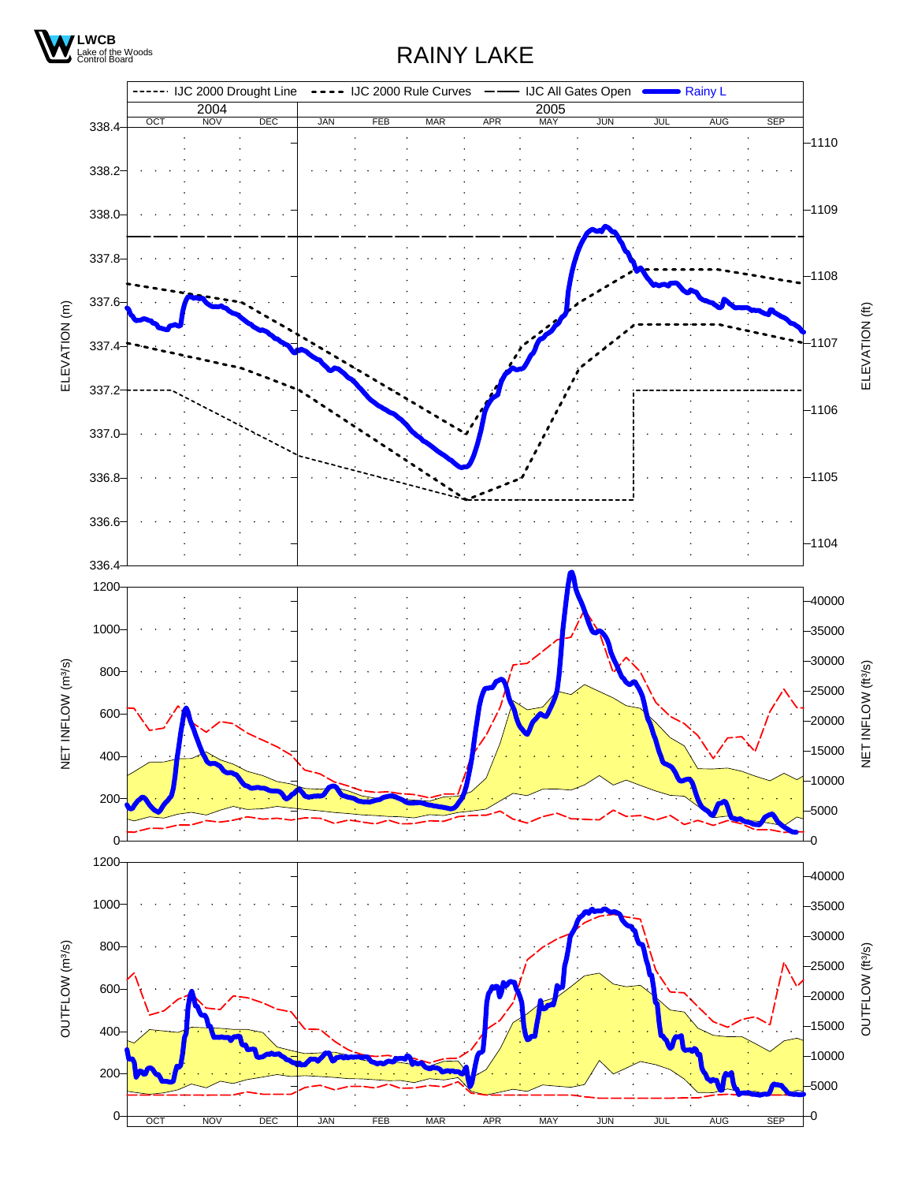LWCB
Lake of the Woods Control Board

# RAINY LAKE

IJC 2000 Drought Line
IJC 2000 Rule Curves
IJC All Gates Open
Rainy L

2004
2005

OCT NOV DEC JAN FEB MAR APR MAY JUN JUL AUG SEP

ELEVATION (m)

338.4
338.2
338.0
337.8
337.6
337.4
337.2
337.0
336.8
336.6
336.4

ELEVATION (ft)

1110
1109
1108
1107
1106
1105
1104

NET INFLOW (m³/s)

1200
1000
800
600
400
200
0

NET INFLOW (ft³/s)

40000
35000
30000
25000
20000
15000
10000
5000
0

OUTFLOW (m³/s)

1200
1000
800
600
400
200
0

OUTFLOW (ft³/s)

40000
35000
30000
25000
20000
15000
10000
5000
0

OCT NOV DEC JAN FEB MAR APR MAY JUN JUL AUG SEP